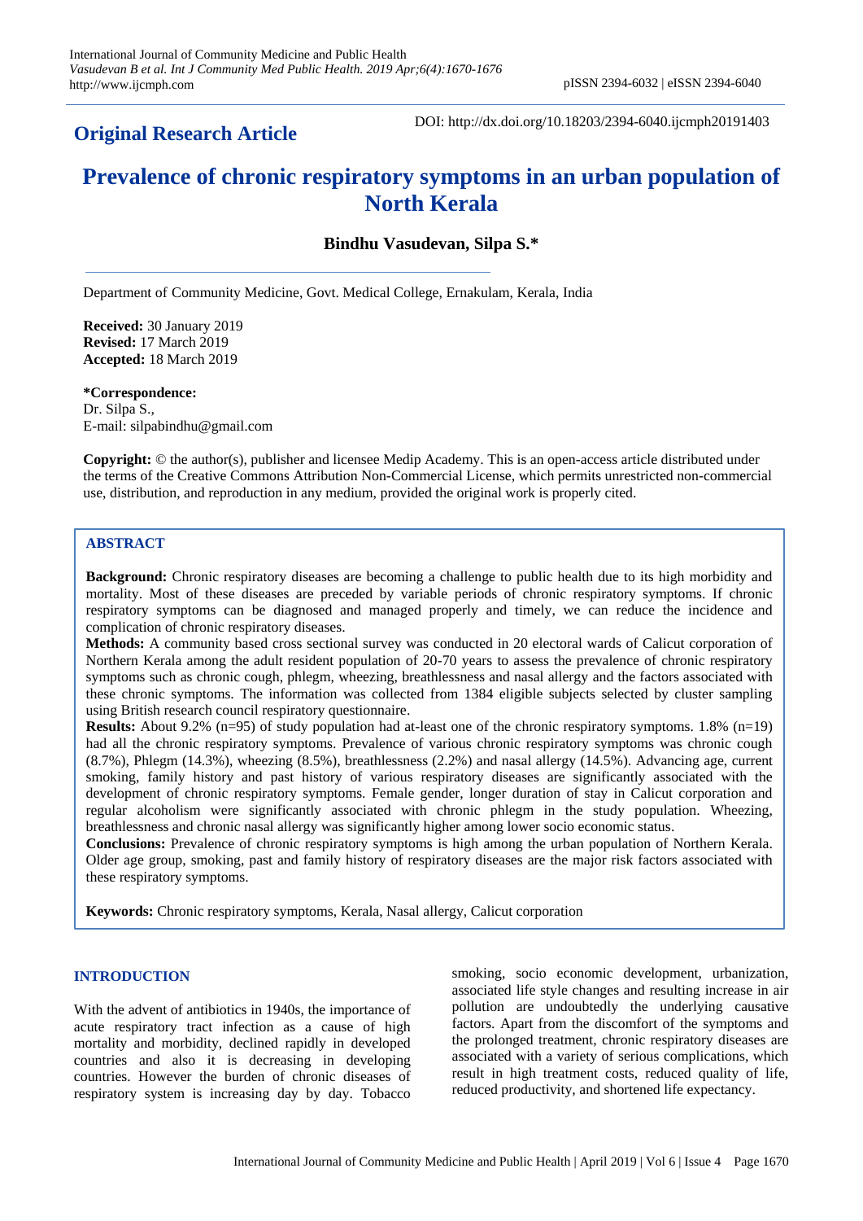**Original Research Article**

DOI: http://dx.doi.org/10.18203/2394-6040.ijcmph20191403

# Prevalence of chronic respiratory symptoms in an urban population of North Kerala

**Bindhu Vasudevan, Silpa S.***

Department of Community Medicine, Govt. Medical College, Ernakulam, Kerala, India

**Received:** 30 January 2019
**Revised:** 17 March 2019
**Accepted:** 18 March 2019

***Correspondence:**
Dr. Silpa S.,
E-mail: silpabindhu@gmail.com

**Copyright:** © the author(s), publisher and licensee Medip Academy. This is an open-access article distributed under the terms of the Creative Commons Attribution Non-Commercial License, which permits unrestricted non-commercial use, distribution, and reproduction in any medium, provided the original work is properly cited.

## ABSTRACT

**Background:** Chronic respiratory diseases are becoming a challenge to public health due to its high morbidity and mortality. Most of these diseases are preceded by variable periods of chronic respiratory symptoms. If chronic respiratory symptoms can be diagnosed and managed properly and timely, we can reduce the incidence and complication of chronic respiratory diseases.

**Methods:** A community based cross sectional survey was conducted in 20 electoral wards of Calicut corporation of Northern Kerala among the adult resident population of 20-70 years to assess the prevalence of chronic respiratory symptoms such as chronic cough, phlegm, wheezing, breathlessness and nasal allergy and the factors associated with these chronic symptoms. The information was collected from 1384 eligible subjects selected by cluster sampling using British research council respiratory questionnaire.

**Results:** About 9.2% (n=95) of study population had at-least one of the chronic respiratory symptoms. 1.8% (n=19) had all the chronic respiratory symptoms. Prevalence of various chronic respiratory symptoms was chronic cough (8.7%), Phlegm (14.3%), wheezing (8.5%), breathlessness (2.2%) and nasal allergy (14.5%). Advancing age, current smoking, family history and past history of various respiratory diseases are significantly associated with the development of chronic respiratory symptoms. Female gender, longer duration of stay in Calicut corporation and regular alcoholism were significantly associated with chronic phlegm in the study population. Wheezing, breathlessness and chronic nasal allergy was significantly higher among lower socio economic status.

**Conclusions:** Prevalence of chronic respiratory symptoms is high among the urban population of Northern Kerala. Older age group, smoking, past and family history of respiratory diseases are the major risk factors associated with these respiratory symptoms.

**Keywords:** Chronic respiratory symptoms, Kerala, Nasal allergy, Calicut corporation

## INTRODUCTION

With the advent of antibiotics in 1940s, the importance of acute respiratory tract infection as a cause of high mortality and morbidity, declined rapidly in developed countries and also it is decreasing in developing countries. However the burden of chronic diseases of respiratory system is increasing day by day. Tobacco smoking, socio economic development, urbanization, associated life style changes and resulting increase in air pollution are undoubtedly the underlying causative factors. Apart from the discomfort of the symptoms and the prolonged treatment, chronic respiratory diseases are associated with a variety of serious complications, which result in high treatment costs, reduced quality of life, reduced productivity, and shortened life expectancy.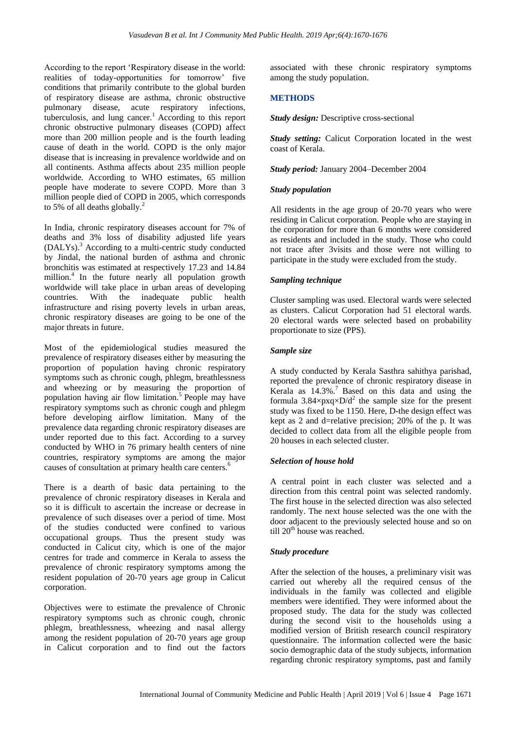According to the report 'Respiratory disease in the world: realities of today-opportunities for tomorrow' five conditions that primarily contribute to the global burden of respiratory disease are asthma, chronic obstructive pulmonary disease, acute respiratory infections, tuberculosis, and lung cancer.[1] According to this report chronic obstructive pulmonary diseases (COPD) affect more than 200 million people and is the fourth leading cause of death in the world. COPD is the only major disease that is increasing in prevalence worldwide and on all continents. Asthma affects about 235 million people worldwide. According to WHO estimates, 65 million people have moderate to severe COPD. More than 3 million people died of COPD in 2005, which corresponds to 5% of all deaths globally.[2]

In India, chronic respiratory diseases account for 7% of deaths and 3% loss of disability adjusted life years (DALYs).[3] According to a multi-centric study conducted by Jindal, the national burden of asthma and chronic bronchitis was estimated at respectively 17.23 and 14.84 million.[4] In the future nearly all population growth worldwide will take place in urban areas of developing countries. With the inadequate public health infrastructure and rising poverty levels in urban areas, chronic respiratory diseases are going to be one of the major threats in future.

Most of the epidemiological studies measured the prevalence of respiratory diseases either by measuring the proportion of population having chronic respiratory symptoms such as chronic cough, phlegm, breathlessness and wheezing or by measuring the proportion of population having air flow limitation.[5] People may have respiratory symptoms such as chronic cough and phlegm before developing airflow limitation. Many of the prevalence data regarding chronic respiratory diseases are under reported due to this fact. According to a survey conducted by WHO in 76 primary health centers of nine countries, respiratory symptoms are among the major causes of consultation at primary health care centers.[6]

There is a dearth of basic data pertaining to the prevalence of chronic respiratory diseases in Kerala and so it is difficult to ascertain the increase or decrease in prevalence of such diseases over a period of time. Most of the studies conducted were confined to various occupational groups. Thus the present study was conducted in Calicut city, which is one of the major centres for trade and commerce in Kerala to assess the prevalence of chronic respiratory symptoms among the resident population of 20-70 years age group in Calicut corporation.

Objectives were to estimate the prevalence of Chronic respiratory symptoms such as chronic cough, chronic phlegm, breathlessness, wheezing and nasal allergy among the resident population of 20-70 years age group in Calicut corporation and to find out the factors associated with these chronic respiratory symptoms among the study population.

## METHODS

***Study design:*** Descriptive cross-sectional

***Study setting:*** Calicut Corporation located in the west coast of Kerala.

***Study period:*** January 2004–December 2004

### *Study population*

All residents in the age group of 20-70 years who were residing in Calicut corporation. People who are staying in the corporation for more than 6 months were considered as residents and included in the study. Those who could not trace after 3visits and those were not willing to participate in the study were excluded from the study.

### *Sampling technique*

Cluster sampling was used. Electoral wards were selected as clusters. Calicut Corporation had 51 electoral wards. 20 electoral wards were selected based on probability proportionate to size (PPS).

### *Sample size*

A study conducted by Kerala Sasthra sahithya parishad, reported the prevalence of chronic respiratory disease in Kerala as 14.3%.[7] Based on this data and using the formula $3.84 \times pxq \times D/d^2$ the sample size for the present study was fixed to be 1150. Here, D-the design effect was kept as 2 and d=relative precision; 20% of the p. It was decided to collect data from all the eligible people from 20 houses in each selected cluster.

### *Selection of house hold*

A central point in each cluster was selected and a direction from this central point was selected randomly. The first house in the selected direction was also selected randomly. The next house selected was the one with the door adjacent to the previously selected house and so on till 20th house was reached.

### *Study procedure*

After the selection of the houses, a preliminary visit was carried out whereby all the required census of the individuals in the family was collected and eligible members were identified. They were informed about the proposed study. The data for the study was collected during the second visit to the households using a modified version of British research council respiratory questionnaire. The information collected were the basic socio demographic data of the study subjects, information regarding chronic respiratory symptoms, past and family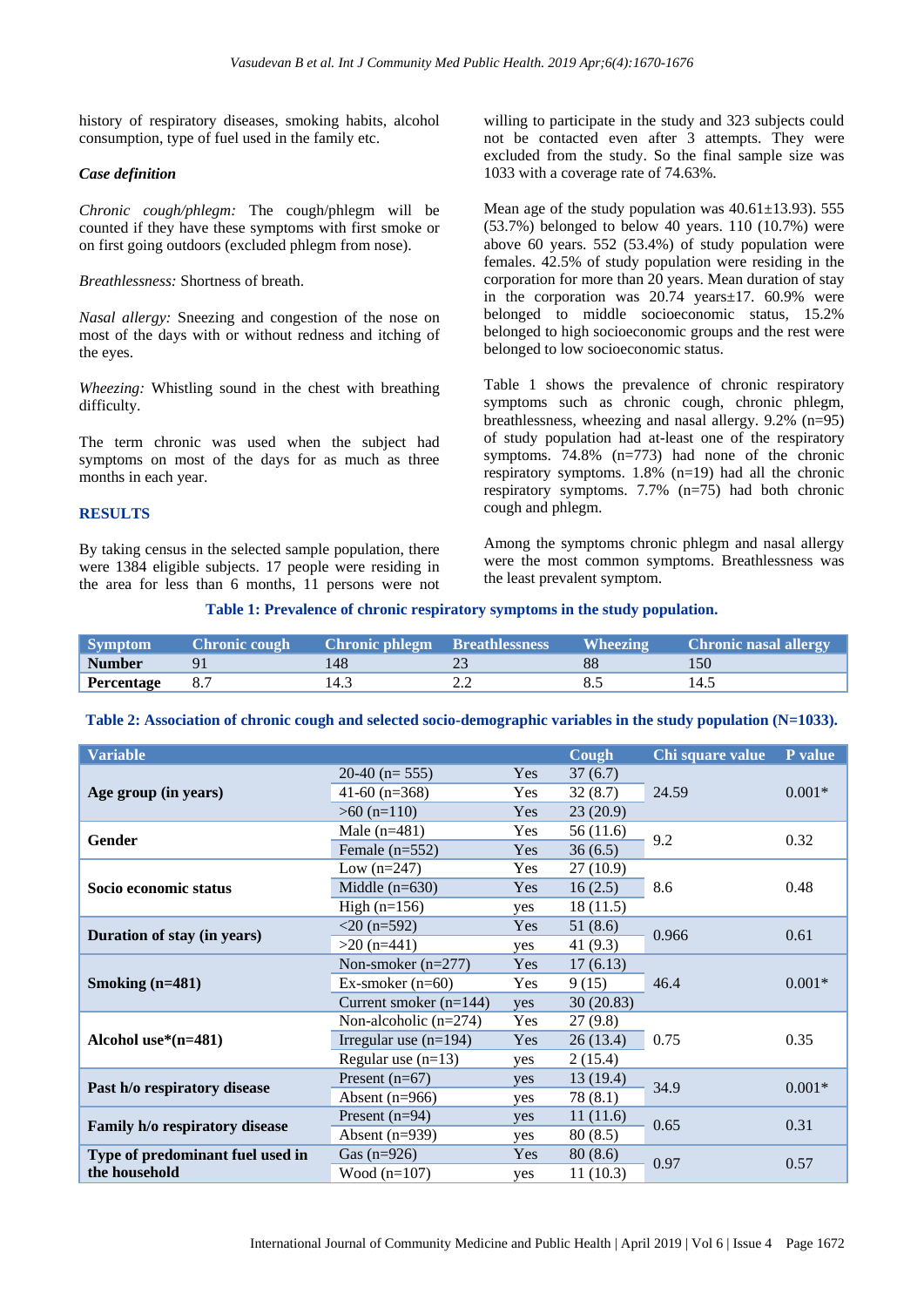history of respiratory diseases, smoking habits, alcohol consumption, type of fuel used in the family etc.

### *Case definition*

*Chronic cough/phlegm:* The cough/phlegm will be counted if they have these symptoms with first smoke or on first going outdoors (excluded phlegm from nose).

*Breathlessness:* Shortness of breath.

*Nasal allergy:* Sneezing and congestion of the nose on most of the days with or without redness and itching of the eyes.

*Wheezing:* Whistling sound in the chest with breathing difficulty.

The term chronic was used when the subject had symptoms on most of the days for as much as three months in each year.

## RESULTS

By taking census in the selected sample population, there were 1384 eligible subjects. 17 people were residing in the area for less than 6 months, 11 persons were not willing to participate in the study and 323 subjects could not be contacted even after 3 attempts. They were excluded from the study. So the final sample size was 1033 with a coverage rate of 74.63%.

Mean age of the study population was 40.61±13.93). 555 (53.7%) belonged to below 40 years. 110 (10.7%) were above 60 years. 552 (53.4%) of study population were females. 42.5% of study population were residing in the corporation for more than 20 years. Mean duration of stay in the corporation was 20.74 years±17. 60.9% were belonged to middle socioeconomic status, 15.2% belonged to high socioeconomic groups and the rest were belonged to low socioeconomic status.

Table 1 shows the prevalence of chronic respiratory symptoms such as chronic cough, chronic phlegm, breathlessness, wheezing and nasal allergy. 9.2% (n=95) of study population had at-least one of the respiratory symptoms. 74.8% (n=773) had none of the chronic respiratory symptoms. 1.8% (n=19) had all the chronic respiratory symptoms. 7.7% (n=75) had both chronic cough and phlegm.

Among the symptoms chronic phlegm and nasal allergy were the most common symptoms. Breathlessness was the least prevalent symptom.

**Table 1: Prevalence of chronic respiratory symptoms in the study population.**

| Symptom | Chronic cough | Chronic phlegm | Breathlessness | Wheezing | Chronic nasal allergy |
|---|---|---|---|---|---|
| **Number** | 91 | 148 | 23 | 88 | 150 |
| **Percentage** | 8.7 | 14.3 | 2.2 | 8.5 | 14.5 |

**Table 2: Association of chronic cough and selected socio-demographic variables in the study population (N=1033).**

| Variable | | | Cough | Chi square value | P value |
|---|---|---|---|---|---|
| **Age group (in years)** | 20-40 (n= 555) | Yes | 37 (6.7) | 24.59 | 0.001* |
| | 41-60 (n=368) | Yes | 32 (8.7) | | |
| | >60 (n=110) | Yes | 23 (20.9) | | |
| **Gender** | Male (n=481) | Yes | 56 (11.6) | 9.2 | 0.32 |
| | Female (n=552) | Yes | 36 (6.5) | | |
| **Socio economic status** | Low (n=247) | Yes | 27 (10.9) | 8.6 | 0.48 |
| | Middle (n=630) | Yes | 16 (2.5) | | |
| | High (n=156) | yes | 18 (11.5) | | |
| **Duration of stay (in years)** | <20 (n=592) | Yes | 51 (8.6) | 0.966 | 0.61 |
| | >20 (n=441) | yes | 41 (9.3) | | |
| **Smoking (n=481)** | Non-smoker (n=277) | Yes | 17 (6.13) | 46.4 | 0.001* |
| | Ex-smoker (n=60) | Yes | 9 (15) | | |
| | Current smoker (n=144) | yes | 30 (20.83) | | |
| **Alcohol use*(n=481)** | Non-alcoholic (n=274) | Yes | 27 (9.8) | 0.75 | 0.35 |
| | Irregular use (n=194) | Yes | 26 (13.4) | | |
| | Regular use (n=13) | yes | 2 (15.4) | | |
| **Past h/o respiratory disease** | Present (n=67) | yes | 13 (19.4) | 34.9 | 0.001* |
| | Absent (n=966) | yes | 78 (8.1) | | |
| **Family h/o respiratory disease** | Present (n=94) | yes | 11 (11.6) | 0.65 | 0.31 |
| | Absent (n=939) | yes | 80 (8.5) | | |
| **Type of predominant fuel used in the household** | Gas (n=926) | Yes | 80 (8.6) | 0.97 | 0.57 |
| | Wood (n=107) | yes | 11 (10.3) | | |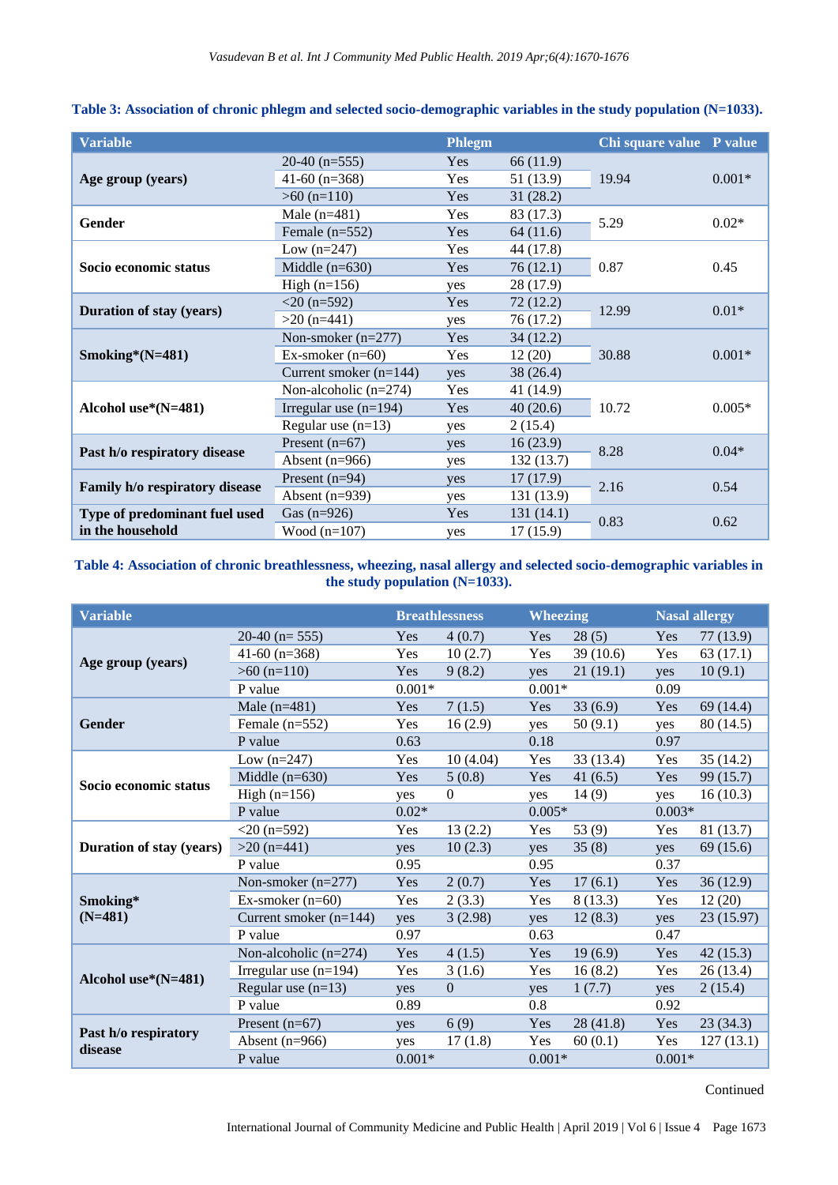**Table 3: Association of chronic phlegm and selected socio-demographic variables in the study population (N=1033).**

| Variable | | Phlegm | | Chi square value | P value |
|---|---|---|---|---|---|
| Age group (years) | 20-40 (n=555) | Yes | 66 (11.9) | 19.94 | 0.001* |
| | 41-60 (n=368) | Yes | 51 (13.9) | | |
| | >60 (n=110) | Yes | 31 (28.2) | | |
| Gender | Male (n=481) | Yes | 83 (17.3) | 5.29 | 0.02* |
| | Female (n=552) | Yes | 64 (11.6) | | |
| Socio economic status | Low (n=247) | Yes | 44 (17.8) | 0.87 | 0.45 |
| | Middle (n=630) | Yes | 76 (12.1) | | |
| | High (n=156) | yes | 28 (17.9) | | |
| Duration of stay (years) | <20 (n=592) | Yes | 72 (12.2) | 12.99 | 0.01* |
| | >20 (n=441) | yes | 76 (17.2) | | |
| Smoking*(N=481) | Non-smoker (n=277) | Yes | 34 (12.2) | 30.88 | 0.001* |
| | Ex-smoker (n=60) | Yes | 12 (20) | | |
| | Current smoker (n=144) | yes | 38 (26.4) | | |
| Alcohol use*(N=481) | Non-alcoholic (n=274) | Yes | 41 (14.9) | 10.72 | 0.005* |
| | Irregular use (n=194) | Yes | 40 (20.6) | | |
| | Regular use (n=13) | yes | 2 (15.4) | | |
| Past h/o respiratory disease | Present (n=67) | yes | 16 (23.9) | 8.28 | 0.04* |
| | Absent (n=966) | yes | 132 (13.7) | | |
| Family h/o respiratory disease | Present (n=94) | yes | 17 (17.9) | 2.16 | 0.54 |
| | Absent (n=939) | yes | 131 (13.9) | | |
| Type of predominant fuel used in the household | Gas (n=926) | Yes | 131 (14.1) | 0.83 | 0.62 |
| | Wood (n=107) | yes | 17 (15.9) | | |

**Table 4: Association of chronic breathlessness, wheezing, nasal allergy and selected socio-demographic variables in the study population (N=1033).**

| Variable | | Breathlessness | | Wheezing | | Nasal allergy | |
|---|---|---|---|---|---|---|---|
| Age group (years) | 20-40 (n= 555) | Yes | 4 (0.7) | Yes | 28 (5) | Yes | 77 (13.9) |
| | 41-60 (n=368) | Yes | 10 (2.7) | Yes | 39 (10.6) | Yes | 63 (17.1) |
| | >60 (n=110) | Yes | 9 (8.2) | yes | 21 (19.1) | yes | 10 (9.1) |
| | P value | 0.001* | | 0.001* | | 0.09 | |
| Gender | Male (n=481) | Yes | 7 (1.5) | Yes | 33 (6.9) | Yes | 69 (14.4) |
| | Female (n=552) | Yes | 16 (2.9) | yes | 50 (9.1) | yes | 80 (14.5) |
| | P value | 0.63 | | 0.18 | | 0.97 | |
| Socio economic status | Low (n=247) | Yes | 10 (4.04) | Yes | 33 (13.4) | Yes | 35 (14.2) |
| | Middle (n=630) | Yes | 5 (0.8) | Yes | 41 (6.5) | Yes | 99 (15.7) |
| | High (n=156) | yes | 0 | yes | 14 (9) | yes | 16 (10.3) |
| | P value | 0.02* | | 0.005* | | 0.003* | |
| Duration of stay (years) | <20 (n=592) | Yes | 13 (2.2) | Yes | 53 (9) | Yes | 81 (13.7) |
| | >20 (n=441) | yes | 10 (2.3) | yes | 35 (8) | yes | 69 (15.6) |
| | P value | 0.95 | | 0.95 | | 0.37 | |
| Smoking* (N=481) | Non-smoker (n=277) | Yes | 2 (0.7) | Yes | 17 (6.1) | Yes | 36 (12.9) |
| | Ex-smoker (n=60) | Yes | 2 (3.3) | Yes | 8 (13.3) | Yes | 12 (20) |
| | Current smoker (n=144) | yes | 3 (2.98) | yes | 12 (8.3) | yes | 23 (15.97) |
| | P value | 0.97 | | 0.63 | | 0.47 | |
| Alcohol use*(N=481) | Non-alcoholic (n=274) | Yes | 4 (1.5) | Yes | 19 (6.9) | Yes | 42 (15.3) |
| | Irregular use (n=194) | Yes | 3 (1.6) | Yes | 16 (8.2) | Yes | 26 (13.4) |
| | Regular use (n=13) | yes | 0 | yes | 1 (7.7) | yes | 2 (15.4) |
| | P value | 0.89 | | 0.8 | | 0.92 | |
| Past h/o respiratory disease | Present (n=67) | yes | 6 (9) | Yes | 28 (41.8) | Yes | 23 (34.3) |
| | Absent (n=966) | yes | 17 (1.8) | Yes | 60 (0.1) | Yes | 127 (13.1) |
| | P value | 0.001* | | 0.001* | | 0.001* | |

Continued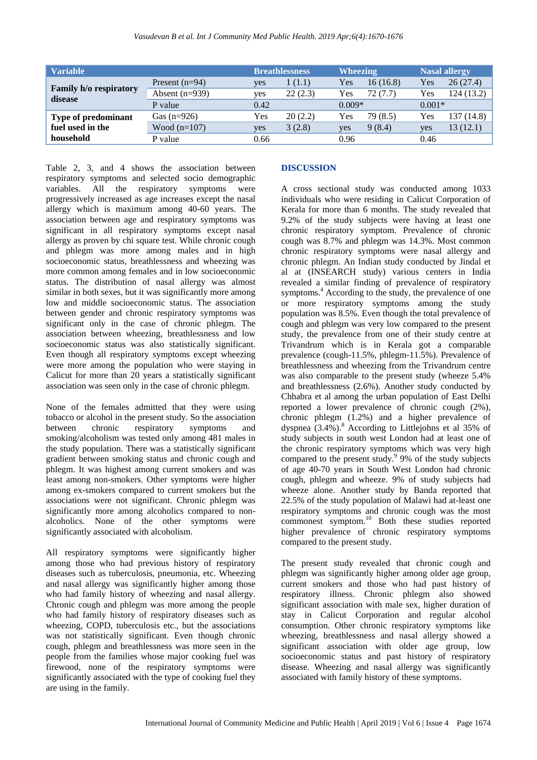| Variable | | Breathlessness | | Wheezing | | Nasal allergy | |
|---|---|---|---|---|---|---|---|
| Family h/o respiratory disease | Present (n=94) | yes | 1 (1.1) | Yes | 16 (16.8) | Yes | 26 (27.4) |
| | Absent (n=939) | yes | 22 (2.3) | Yes | 72 (7.7) | Yes | 124 (13.2) |
| | P value | 0.42 | | 0.009* | | 0.001* | |
| Type of predominant fuel used in the household | Gas (n=926) | Yes | 20 (2.2) | Yes | 79 (8.5) | Yes | 137 (14.8) |
| | Wood (n=107) | yes | 3 (2.8) | yes | 9 (8.4) | yes | 13 (12.1) |
| | P value | 0.66 | | 0.96 | | 0.46 | |

Table 2, 3, and 4 shows the association between respiratory symptoms and selected socio demographic variables. All the respiratory symptoms were progressively increased as age increases except the nasal allergy which is maximum among 40-60 years. The association between age and respiratory symptoms was significant in all respiratory symptoms except nasal allergy as proven by chi square test. While chronic cough and phlegm was more among males and in high socioeconomic status, breathlessness and wheezing was more common among females and in low socioeconomic status. The distribution of nasal allergy was almost similar in both sexes, but it was significantly more among low and middle socioeconomic status. The association between gender and chronic respiratory symptoms was significant only in the case of chronic phlegm. The association between wheezing, breathlessness and low socioeconomic status was also statistically significant. Even though all respiratory symptoms except wheezing were more among the population who were staying in Calicut for more than 20 years a statistically significant association was seen only in the case of chronic phlegm.

None of the females admitted that they were using tobacco or alcohol in the present study. So the association between chronic respiratory symptoms and smoking/alcoholism was tested only among 481 males in the study population. There was a statistically significant gradient between smoking status and chronic cough and phlegm. It was highest among current smokers and was least among non-smokers. Other symptoms were higher among ex-smokers compared to current smokers but the associations were not significant. Chronic phlegm was significantly more among alcoholics compared to non-alcoholics. None of the other symptoms were significantly associated with alcoholism.

All respiratory symptoms were significantly higher among those who had previous history of respiratory diseases such as tuberculosis, pneumonia, etc. Wheezing and nasal allergy was significantly higher among those who had family history of wheezing and nasal allergy. Chronic cough and phlegm was more among the people who had family history of respiratory diseases such as wheezing, COPD, tuberculosis etc., but the associations was not statistically significant. Even though chronic cough, phlegm and breathlessness was more seen in the people from the families whose major cooking fuel was firewood, none of the respiratory symptoms were significantly associated with the type of cooking fuel they are using in the family.

## DISCUSSION

A cross sectional study was conducted among 1033 individuals who were residing in Calicut Corporation of Kerala for more than 6 months. The study revealed that 9.2% of the study subjects were having at least one chronic respiratory symptom. Prevalence of chronic cough was 8.7% and phlegm was 14.3%. Most common chronic respiratory symptoms were nasal allergy and chronic phlegm. An Indian study conducted by Jindal et al at (INSEARCH study) various centers in India revealed a similar finding of prevalence of respiratory symptoms.[4] According to the study, the prevalence of one or more respiratory symptoms among the study population was 8.5%. Even though the total prevalence of cough and phlegm was very low compared to the present study, the prevalence from one of their study centre at Trivandrum which is in Kerala got a comparable prevalence (cough-11.5%, phlegm-11.5%). Prevalence of breathlessness and wheezing from the Trivandrum centre was also comparable to the present study (wheeze 5.4% and breathlessness (2.6%). Another study conducted by Chhabra et al among the urban population of East Delhi reported a lower prevalence of chronic cough (2%), chronic phlegm (1.2%) and a higher prevalence of dyspnea (3.4%).[8] According to Littlejohns et al 35% of study subjects in south west London had at least one of the chronic respiratory symptoms which was very high compared to the present study.[9] 9% of the study subjects of age 40-70 years in South West London had chronic cough, phlegm and wheeze. 9% of study subjects had wheeze alone. Another study by Banda reported that 22.5% of the study population of Malawi had at-least one respiratory symptoms and chronic cough was the most commonest symptom.[10] Both these studies reported higher prevalence of chronic respiratory symptoms compared to the present study.

The present study revealed that chronic cough and phlegm was significantly higher among older age group, current smokers and those who had past history of respiratory illness. Chronic phlegm also showed significant association with male sex, higher duration of stay in Calicut Corporation and regular alcohol consumption. Other chronic respiratory symptoms like wheezing, breathlessness and nasal allergy showed a significant association with older age group, low socioeconomic status and past history of respiratory disease. Wheezing and nasal allergy was significantly associated with family history of these symptoms.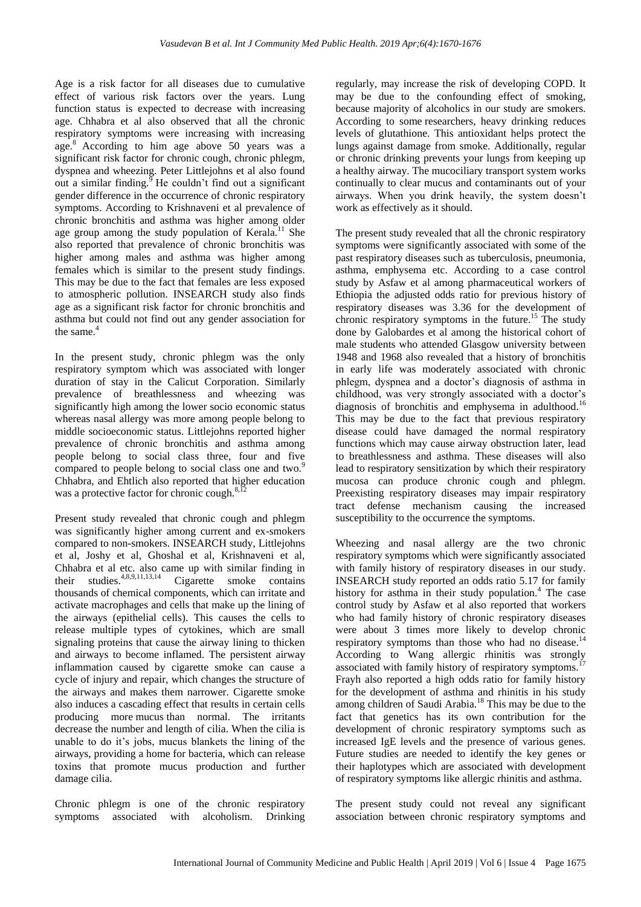Age is a risk factor for all diseases due to cumulative effect of various risk factors over the years. Lung function status is expected to decrease with increasing age. Chhabra et al also observed that all the chronic respiratory symptoms were increasing with increasing age.[8] According to him age above 50 years was a significant risk factor for chronic cough, chronic phlegm, dyspnea and wheezing. Peter Littlejohns et al also found out a similar finding.[9] He couldn't find out a significant gender difference in the occurrence of chronic respiratory symptoms. According to Krishnaveni et al prevalence of chronic bronchitis and asthma was higher among older age group among the study population of Kerala.[11] She also reported that prevalence of chronic bronchitis was higher among males and asthma was higher among females which is similar to the present study findings. This may be due to the fact that females are less exposed to atmospheric pollution. INSEARCH study also finds age as a significant risk factor for chronic bronchitis and asthma but could not find out any gender association for the same.[4]

In the present study, chronic phlegm was the only respiratory symptom which was associated with longer duration of stay in the Calicut Corporation. Similarly prevalence of breathlessness and wheezing was significantly high among the lower socio economic status whereas nasal allergy was more among people belong to middle socioeconomic status. Littlejohns reported higher prevalence of chronic bronchitis and asthma among people belong to social class three, four and five compared to people belong to social class one and two.[9] Chhabra, and Ehtlich also reported that higher education was a protective factor for chronic cough.[8,12]

Present study revealed that chronic cough and phlegm was significantly higher among current and ex-smokers compared to non-smokers. INSEARCH study, Littlejohns et al, Joshy et al, Ghoshal et al, Krishnaveni et al, Chhabra et al etc. also came up with similar finding in their studies.[4,8,9,11,13,14] Cigarette smoke contains thousands of chemical components, which can irritate and activate macrophages and cells that make up the lining of the airways (epithelial cells). This causes the cells to release multiple types of cytokines, which are small signaling proteins that cause the airway lining to thicken and airways to become inflamed. The persistent airway inflammation caused by cigarette smoke can cause a cycle of injury and repair, which changes the structure of the airways and makes them narrower. Cigarette smoke also induces a cascading effect that results in certain cells producing more mucus than normal. The irritants decrease the number and length of cilia. When the cilia is unable to do it's jobs, mucus blankets the lining of the airways, providing a home for bacteria, which can release toxins that promote mucus production and further damage cilia.

Chronic phlegm is one of the chronic respiratory symptoms associated with alcoholism. Drinking regularly, may increase the risk of developing COPD. It may be due to the confounding effect of smoking, because majority of alcoholics in our study are smokers. According to some researchers, heavy drinking reduces levels of glutathione. This antioxidant helps protect the lungs against damage from smoke. Additionally, regular or chronic drinking prevents your lungs from keeping up a healthy airway. The mucociliary transport system works continually to clear mucus and contaminants out of your airways. When you drink heavily, the system doesn't work as effectively as it should.

The present study revealed that all the chronic respiratory symptoms were significantly associated with some of the past respiratory diseases such as tuberculosis, pneumonia, asthma, emphysema etc. According to a case control study by Asfaw et al among pharmaceutical workers of Ethiopia the adjusted odds ratio for previous history of respiratory diseases was 3.36 for the development of chronic respiratory symptoms in the future.[15] The study done by Galobardes et al among the historical cohort of male students who attended Glasgow university between 1948 and 1968 also revealed that a history of bronchitis in early life was moderately associated with chronic phlegm, dyspnea and a doctor's diagnosis of asthma in childhood, was very strongly associated with a doctor's diagnosis of bronchitis and emphysema in adulthood.[16] This may be due to the fact that previous respiratory disease could have damaged the normal respiratory functions which may cause airway obstruction later, lead to breathlessness and asthma. These diseases will also lead to respiratory sensitization by which their respiratory mucosa can produce chronic cough and phlegm. Preexisting respiratory diseases may impair respiratory tract defense mechanism causing the increased susceptibility to the occurrence the symptoms.

Wheezing and nasal allergy are the two chronic respiratory symptoms which were significantly associated with family history of respiratory diseases in our study. INSEARCH study reported an odds ratio 5.17 for family history for asthma in their study population.[4] The case control study by Asfaw et al also reported that workers who had family history of chronic respiratory diseases were about 3 times more likely to develop chronic respiratory symptoms than those who had no disease.[14] According to Wang allergic rhinitis was strongly associated with family history of respiratory symptoms.[17] Frayh also reported a high odds ratio for family history for the development of asthma and rhinitis in his study among children of Saudi Arabia.[18] This may be due to the fact that genetics has its own contribution for the development of chronic respiratory symptoms such as increased IgE levels and the presence of various genes. Future studies are needed to identify the key genes or their haplotypes which are associated with development of respiratory symptoms like allergic rhinitis and asthma.

The present study could not reveal any significant association between chronic respiratory symptoms and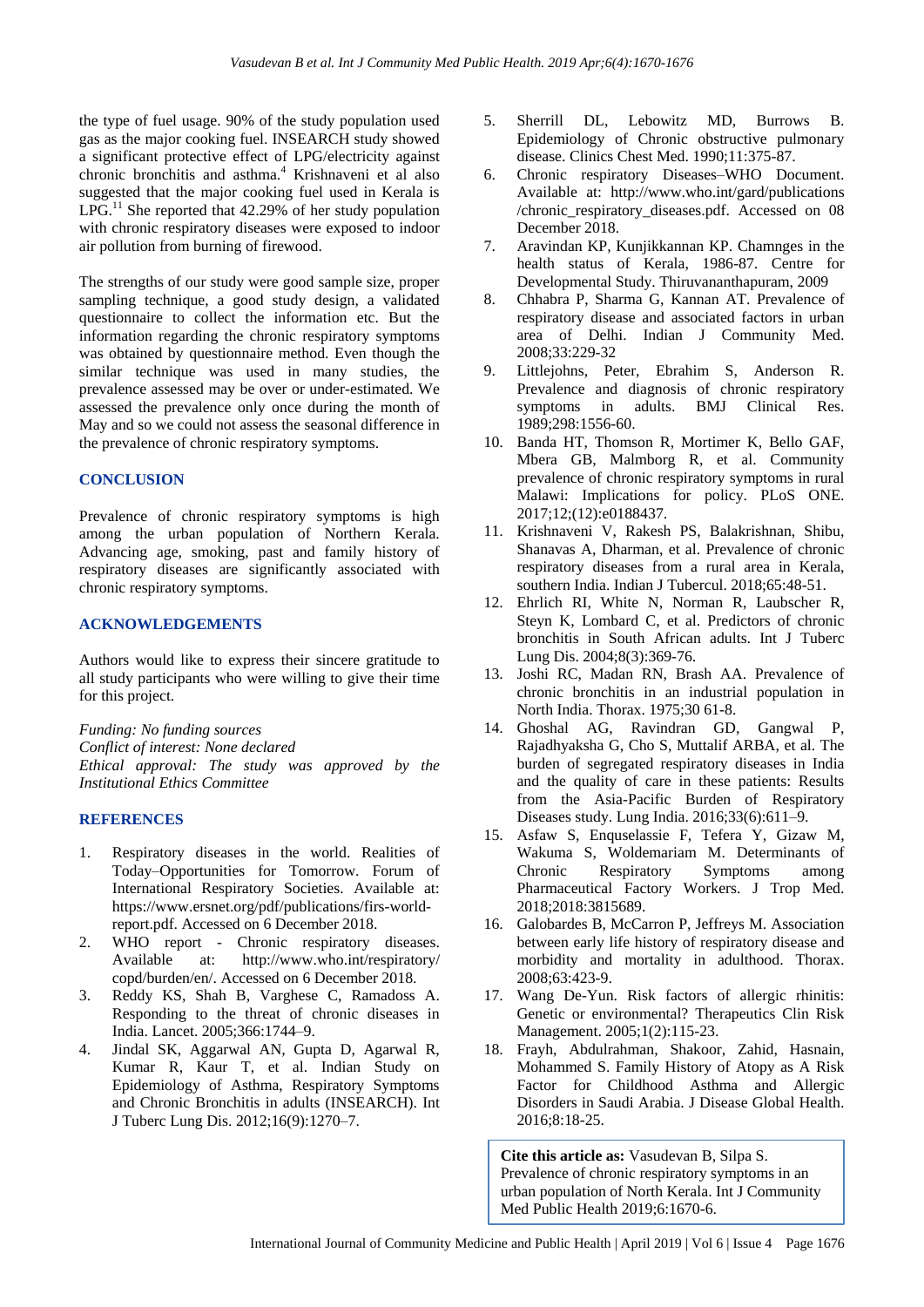the type of fuel usage. 90% of the study population used gas as the major cooking fuel. INSEARCH study showed a significant protective effect of LPG/electricity against chronic bronchitis and asthma.[4] Krishnaveni et al also suggested that the major cooking fuel used in Kerala is LPG.[11] She reported that 42.29% of her study population with chronic respiratory diseases were exposed to indoor air pollution from burning of firewood.

The strengths of our study were good sample size, proper sampling technique, a good study design, a validated questionnaire to collect the information etc. But the information regarding the chronic respiratory symptoms was obtained by questionnaire method. Even though the similar technique was used in many studies, the prevalence assessed may be over or under-estimated. We assessed the prevalence only once during the month of May and so we could not assess the seasonal difference in the prevalence of chronic respiratory symptoms.

## CONCLUSION

Prevalence of chronic respiratory symptoms is high among the urban population of Northern Kerala. Advancing age, smoking, past and family history of respiratory diseases are significantly associated with chronic respiratory symptoms.

## ACKNOWLEDGEMENTS

Authors would like to express their sincere gratitude to all study participants who were willing to give their time for this project.

*Funding: No funding sources*
*Conflict of interest: None declared*
*Ethical approval: The study was approved by the Institutional Ethics Committee*

## REFERENCES

1. Respiratory diseases in the world. Realities of Today–Opportunities for Tomorrow. Forum of International Respiratory Societies. Available at: https://www.ersnet.org/pdf/publications/firs-world-report.pdf. Accessed on 6 December 2018.
2. WHO report - Chronic respiratory diseases. Available at: http://www.who.int/respiratory/copd/burden/en/. Accessed on 6 December 2018.
3. Reddy KS, Shah B, Varghese C, Ramadoss A. Responding to the threat of chronic diseases in India. Lancet. 2005;366:1744–9.
4. Jindal SK, Aggarwal AN, Gupta D, Agarwal R, Kumar R, Kaur T, et al. Indian Study on Epidemiology of Asthma, Respiratory Symptoms and Chronic Bronchitis in adults (INSEARCH). Int J Tuberc Lung Dis. 2012;16(9):1270–7.
5. Sherrill DL, Lebowitz MD, Burrows B. Epidemiology of Chronic obstructive pulmonary disease. Clinics Chest Med. 1990;11:375-87.
6. Chronic respiratory Diseases–WHO Document. Available at: http://www.who.int/gard/publications/chronic_respiratory_diseases.pdf. Accessed on 08 December 2018.
7. Aravindan KP, Kunjikkannan KP. Chamnges in the health status of Kerala, 1986-87. Centre for Developmental Study. Thiruvananthapuram, 2009
8. Chhabra P, Sharma G, Kannan AT. Prevalence of respiratory disease and associated factors in urban area of Delhi. Indian J Community Med. 2008;33:229-32
9. Littlejohns, Peter, Ebrahim S, Anderson R. Prevalence and diagnosis of chronic respiratory symptoms in adults. BMJ Clinical Res. 1989;298:1556-60.
10. Banda HT, Thomson R, Mortimer K, Bello GAF, Mbera GB, Malmborg R, et al. Community prevalence of chronic respiratory symptoms in rural Malawi: Implications for policy. PLoS ONE. 2017;12;(12):e0188437.
11. Krishnaveni V, Rakesh PS, Balakrishnan, Shibu, Shanavas A, Dharman, et al. Prevalence of chronic respiratory diseases from a rural area in Kerala, southern India. Indian J Tubercul. 2018;65:48-51.
12. Ehrlich RI, White N, Norman R, Laubscher R, Steyn K, Lombard C, et al. Predictors of chronic bronchitis in South African adults. Int J Tuberc Lung Dis. 2004;8(3):369-76.
13. Joshi RC, Madan RN, Brash AA. Prevalence of chronic bronchitis in an industrial population in North India. Thorax. 1975;30 61-8.
14. Ghoshal AG, Ravindran GD, Gangwal P, Rajadhyaksha G, Cho S, Muttalif ARBA, et al. The burden of segregated respiratory diseases in India and the quality of care in these patients: Results from the Asia-Pacific Burden of Respiratory Diseases study. Lung India. 2016;33(6):611–9.
15. Asfaw S, Enquselassie F, Tefera Y, Gizaw M, Wakuma S, Woldemariam M. Determinants of Chronic Respiratory Symptoms among Pharmaceutical Factory Workers. J Trop Med. 2018;2018:3815689.
16. Galobardes B, McCarron P, Jeffreys M. Association between early life history of respiratory disease and morbidity and mortality in adulthood. Thorax. 2008;63:423-9.
17. Wang De-Yun. Risk factors of allergic rhinitis: Genetic or environmental? Therapeutics Clin Risk Management. 2005;1(2):115-23.
18. Frayh, Abdulrahman, Shakoor, Zahid, Hasnain, Mohammed S. Family History of Atopy as A Risk Factor for Childhood Asthma and Allergic Disorders in Saudi Arabia. J Disease Global Health. 2016;8:18-25.

**Cite this article as:** Vasudevan B, Silpa S. Prevalence of chronic respiratory symptoms in an urban population of North Kerala. Int J Community Med Public Health 2019;6:1670-6.